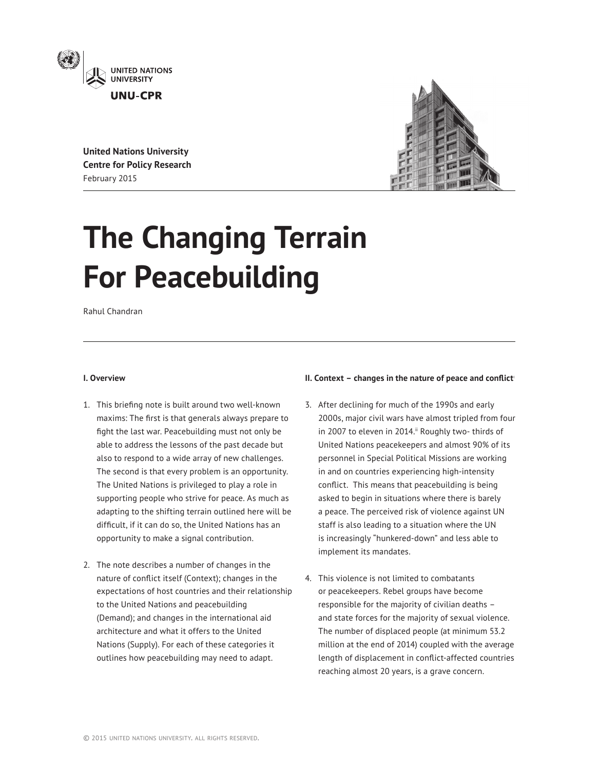UNITED NATIONS UNIVERSITY

UNU-CPR

**United Nations University Centre for Policy Research**
February 2015

# The Changing Terrain For Peacebuilding

Rahul Chandran

## I. Overview

1. This briefing note is built around two well-known maxims: The first is that generals always prepare to fight the last war. Peacebuilding must not only be able to address the lessons of the past decade but also to respond to a wide array of new challenges. The second is that every problem is an opportunity. The United Nations is privileged to play a role in supporting people who strive for peace. As much as adapting to the shifting terrain outlined here will be difficult, if it can do so, the United Nations has an opportunity to make a signal contribution.

2. The note describes a number of changes in the nature of conflict itself (Context); changes in the expectations of host countries and their relationship to the United Nations and peacebuilding (Demand); and changes in the international aid architecture and what it offers to the United Nations (Supply). For each of these categories it outlines how peacebuilding may need to adapt.

## II. Context – changes in the nature of peace and conflict[i]

3. After declining for much of the 1990s and early 2000s, major civil wars have almost tripled from four in 2007 to eleven in 2014.[ii] Roughly two- thirds of United Nations peacekeepers and almost 90% of its personnel in Special Political Missions are working in and on countries experiencing high-intensity conflict. This means that peacebuilding is being asked to begin in situations where there is barely a peace. The perceived risk of violence against UN staff is also leading to a situation where the UN is increasingly "hunkered-down" and less able to implement its mandates.

4. This violence is not limited to combatants or peacekeepers. Rebel groups have become responsible for the majority of civilian deaths – and state forces for the majority of sexual violence. The number of displaced people (at minimum 53.2 million at the end of 2014) coupled with the average length of displacement in conflict-affected countries reaching almost 20 years, is a grave concern.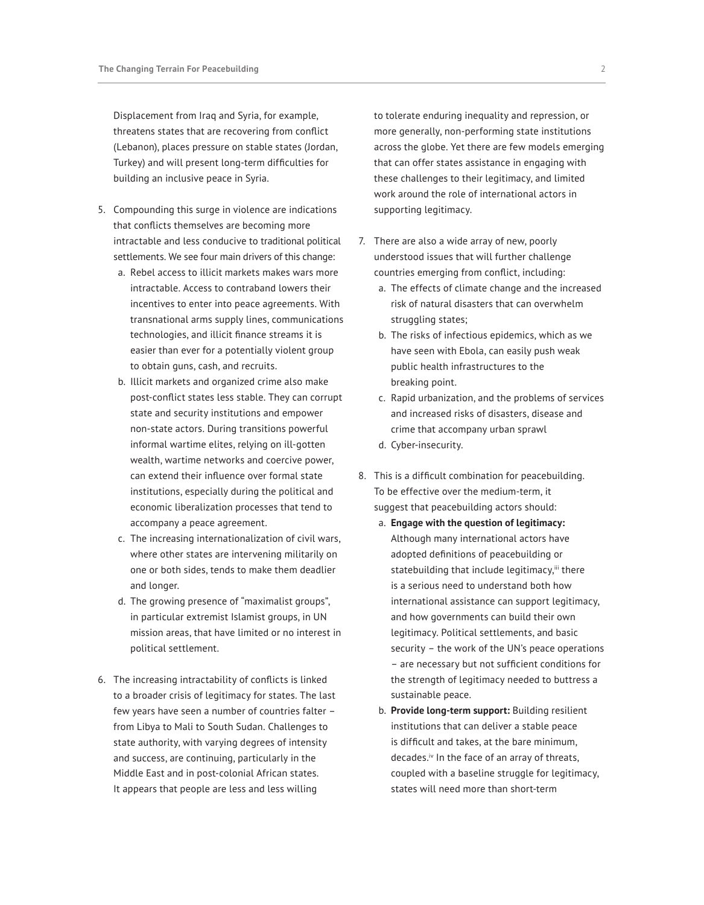Displacement from Iraq and Syria, for example, threatens states that are recovering from conflict (Lebanon), places pressure on stable states (Jordan, Turkey) and will present long-term difficulties for building an inclusive peace in Syria.

5. Compounding this surge in violence are indications that conflicts themselves are becoming more intractable and less conducive to traditional political settlements. We see four main drivers of this change:
   a. Rebel access to illicit markets makes wars more intractable. Access to contraband lowers their incentives to enter into peace agreements. With transnational arms supply lines, communications technologies, and illicit finance streams it is easier than ever for a potentially violent group to obtain guns, cash, and recruits.
   b. Illicit markets and organized crime also make post-conflict states less stable. They can corrupt state and security institutions and empower non-state actors. During transitions powerful informal wartime elites, relying on ill-gotten wealth, wartime networks and coercive power, can extend their influence over formal state institutions, especially during the political and economic liberalization processes that tend to accompany a peace agreement.
   c. The increasing internationalization of civil wars, where other states are intervening militarily on one or both sides, tends to make them deadlier and longer.
   d. The growing presence of "maximalist groups", in particular extremist Islamist groups, in UN mission areas, that have limited or no interest in political settlement.

6. The increasing intractability of conflicts is linked to a broader crisis of legitimacy for states. The last few years have seen a number of countries falter – from Libya to Mali to South Sudan. Challenges to state authority, with varying degrees of intensity and success, are continuing, particularly in the Middle East and in post-colonial African states. It appears that people are less and less willing to tolerate enduring inequality and repression, or more generally, non-performing state institutions across the globe. Yet there are few models emerging that can offer states assistance in engaging with these challenges to their legitimacy, and limited work around the role of international actors in supporting legitimacy.

7. There are also a wide array of new, poorly understood issues that will further challenge countries emerging from conflict, including:
   a. The effects of climate change and the increased risk of natural disasters that can overwhelm struggling states;
   b. The risks of infectious epidemics, which as we have seen with Ebola, can easily push weak public health infrastructures to the breaking point.
   c. Rapid urbanization, and the problems of services and increased risks of disasters, disease and crime that accompany urban sprawl
   d. Cyber-insecurity.

8. This is a difficult combination for peacebuilding. To be effective over the medium-term, it suggest that peacebuilding actors should:
   a. **Engage with the question of legitimacy:** Although many international actors have adopted definitions of peacebuilding or statebuilding that include legitimacy,[iii] there is a serious need to understand both how international assistance can support legitimacy, and how governments can build their own legitimacy. Political settlements, and basic security – the work of the UN's peace operations – are necessary but not sufficient conditions for the strength of legitimacy needed to buttress a sustainable peace.
   b. **Provide long-term support:** Building resilient institutions that can deliver a stable peace is difficult and takes, at the bare minimum, decades.[iv] In the face of an array of threats, coupled with a baseline struggle for legitimacy, states will need more than short-term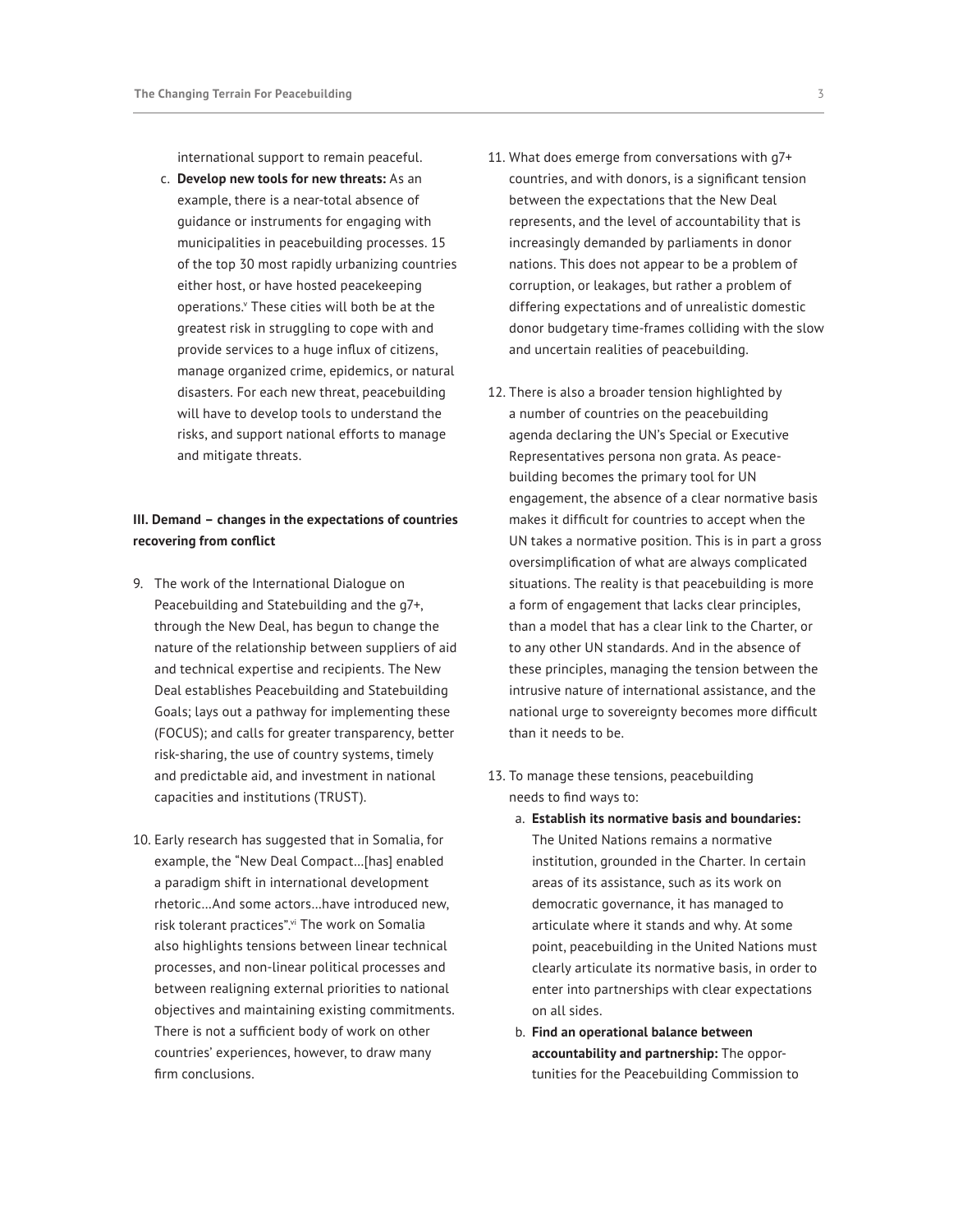international support to remain peaceful.

c. **Develop new tools for new threats:** As an example, there is a near-total absence of guidance or instruments for engaging with municipalities in peacebuilding processes. 15 of the top 30 most rapidly urbanizing countries either host, or have hosted peacekeeping operations.[v] These cities will both be at the greatest risk in struggling to cope with and provide services to a huge influx of citizens, manage organized crime, epidemics, or natural disasters. For each new threat, peacebuilding will have to develop tools to understand the risks, and support national efforts to manage and mitigate threats.

### III. Demand – changes in the expectations of countries recovering from conflict

9. The work of the International Dialogue on Peacebuilding and Statebuilding and the g7+, through the New Deal, has begun to change the nature of the relationship between suppliers of aid and technical expertise and recipients. The New Deal establishes Peacebuilding and Statebuilding Goals; lays out a pathway for implementing these (FOCUS); and calls for greater transparency, better risk-sharing, the use of country systems, timely and predictable aid, and investment in national capacities and institutions (TRUST).

10. Early research has suggested that in Somalia, for example, the "New Deal Compact...[has] enabled a paradigm shift in international development rhetoric...And some actors...have introduced new, risk tolerant practices".[vi] The work on Somalia also highlights tensions between linear technical processes, and non-linear political processes and between realigning external priorities to national objectives and maintaining existing commitments. There is not a sufficient body of work on other countries' experiences, however, to draw many firm conclusions.

11. What does emerge from conversations with g7+ countries, and with donors, is a significant tension between the expectations that the New Deal represents, and the level of accountability that is increasingly demanded by parliaments in donor nations. This does not appear to be a problem of corruption, or leakages, but rather a problem of differing expectations and of unrealistic domestic donor budgetary time-frames colliding with the slow and uncertain realities of peacebuilding.

12. There is also a broader tension highlighted by a number of countries on the peacebuilding agenda declaring the UN's Special or Executive Representatives persona non grata. As peacebuilding becomes the primary tool for UN engagement, the absence of a clear normative basis makes it difficult for countries to accept when the UN takes a normative position. This is in part a gross oversimplification of what are always complicated situations. The reality is that peacebuilding is more a form of engagement that lacks clear principles, than a model that has a clear link to the Charter, or to any other UN standards. And in the absence of these principles, managing the tension between the intrusive nature of international assistance, and the national urge to sovereignty becomes more difficult than it needs to be.

13. To manage these tensions, peacebuilding needs to find ways to:

    a. **Establish its normative basis and boundaries:** The United Nations remains a normative institution, grounded in the Charter. In certain areas of its assistance, such as its work on democratic governance, it has managed to articulate where it stands and why. At some point, peacebuilding in the United Nations must clearly articulate its normative basis, in order to enter into partnerships with clear expectations on all sides.

    b. **Find an operational balance between accountability and partnership:** The opportunities for the Peacebuilding Commission to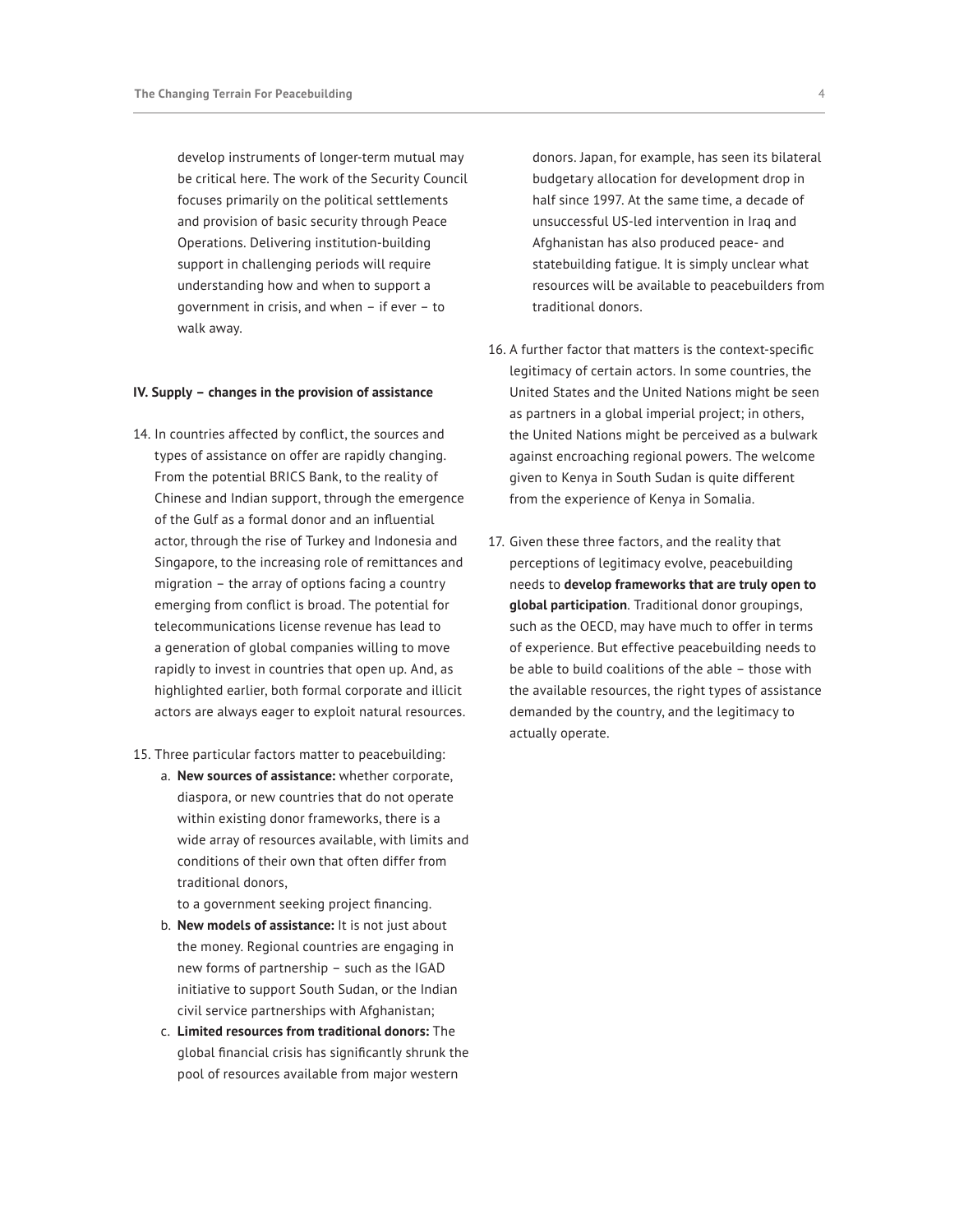develop instruments of longer-term mutual may be critical here. The work of the Security Council focuses primarily on the political settlements and provision of basic security through Peace Operations. Delivering institution-building support in challenging periods will require understanding how and when to support a government in crisis, and when – if ever – to walk away.

**IV. Supply – changes in the provision of assistance**

14. In countries affected by conflict, the sources and types of assistance on offer are rapidly changing. From the potential BRICS Bank, to the reality of Chinese and Indian support, through the emergence of the Gulf as a formal donor and an influential actor, through the rise of Turkey and Indonesia and Singapore, to the increasing role of remittances and migration – the array of options facing a country emerging from conflict is broad. The potential for telecommunications license revenue has lead to a generation of global companies willing to move rapidly to invest in countries that open up. And, as highlighted earlier, both formal corporate and illicit actors are always eager to exploit natural resources.

15. Three particular factors matter to peacebuilding:
    a. **New sources of assistance:** whether corporate, diaspora, or new countries that do not operate within existing donor frameworks, there is a wide array of resources available, with limits and conditions of their own that often differ from traditional donors,
    to a government seeking project financing.
    b. **New models of assistance:** It is not just about the money. Regional countries are engaging in new forms of partnership – such as the IGAD initiative to support South Sudan, or the Indian civil service partnerships with Afghanistan;
    c. **Limited resources from traditional donors:** The global financial crisis has significantly shrunk the pool of resources available from major western donors. Japan, for example, has seen its bilateral budgetary allocation for development drop in half since 1997. At the same time, a decade of unsuccessful US-led intervention in Iraq and Afghanistan has also produced peace- and statebuilding fatigue. It is simply unclear what resources will be available to peacebuilders from traditional donors.

16. A further factor that matters is the context-specific legitimacy of certain actors. In some countries, the United States and the United Nations might be seen as partners in a global imperial project; in others, the United Nations might be perceived as a bulwark against encroaching regional powers. The welcome given to Kenya in South Sudan is quite different from the experience of Kenya in Somalia.

17. Given these three factors, and the reality that perceptions of legitimacy evolve, peacebuilding needs to **develop frameworks that are truly open to global participation**. Traditional donor groupings, such as the OECD, may have much to offer in terms of experience. But effective peacebuilding needs to be able to build coalitions of the able – those with the available resources, the right types of assistance demanded by the country, and the legitimacy to actually operate.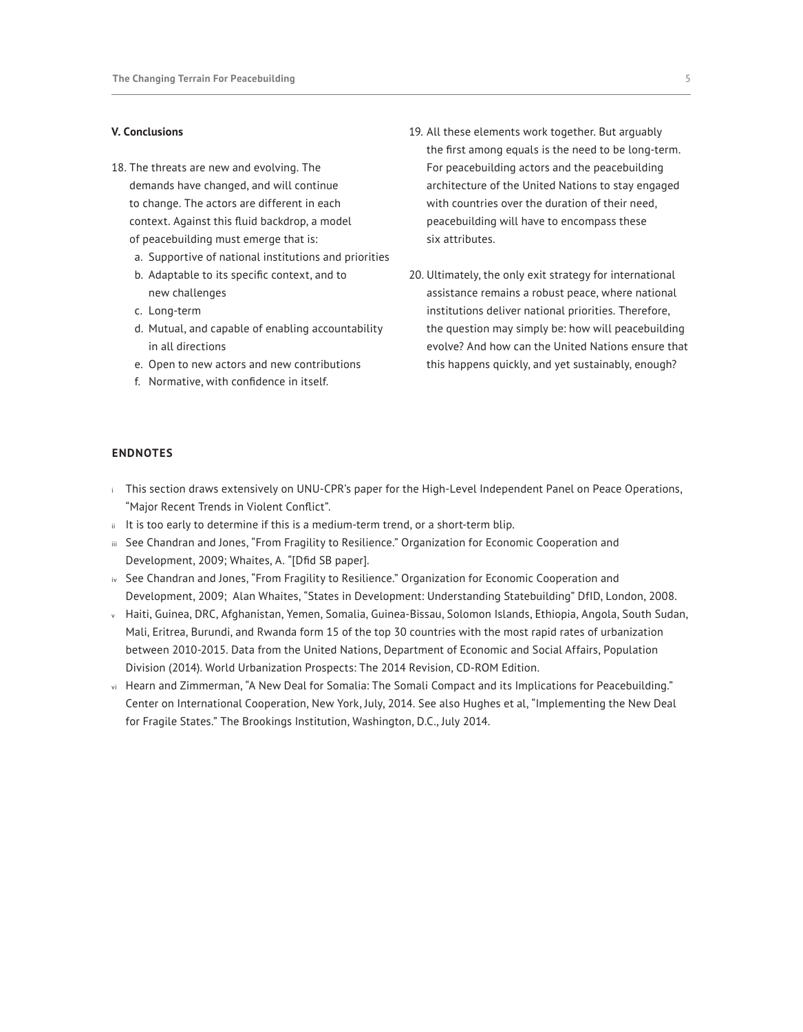## V. Conclusions

18. The threats are new and evolving. The demands have changed, and will continue to change. The actors are different in each context. Against this fluid backdrop, a model of peacebuilding must emerge that is:
    a. Supportive of national institutions and priorities
    b. Adaptable to its specific context, and to new challenges
    c. Long-term
    d. Mutual, and capable of enabling accountability in all directions
    e. Open to new actors and new contributions
    f. Normative, with confidence in itself.

19. All these elements work together. But arguably the first among equals is the need to be long-term. For peacebuilding actors and the peacebuilding architecture of the United Nations to stay engaged with countries over the duration of their need, peacebuilding will have to encompass these six attributes.

20. Ultimately, the only exit strategy for international assistance remains a robust peace, where national institutions deliver national priorities. Therefore, the question may simply be: how will peacebuilding evolve? And how can the United Nations ensure that this happens quickly, and yet sustainably, enough?

## ENDNOTES

i This section draws extensively on UNU-CPR's paper for the High-Level Independent Panel on Peace Operations, "Major Recent Trends in Violent Conflict".

ii It is too early to determine if this is a medium-term trend, or a short-term blip.

iii See Chandran and Jones, "From Fragility to Resilience." Organization for Economic Cooperation and Development, 2009; Whaites, A. "[Dfid SB paper].

iv See Chandran and Jones, "From Fragility to Resilience." Organization for Economic Cooperation and Development, 2009; Alan Whaites, "States in Development: Understanding Statebuilding" DfID, London, 2008.

v Haiti, Guinea, DRC, Afghanistan, Yemen, Somalia, Guinea-Bissau, Solomon Islands, Ethiopia, Angola, South Sudan, Mali, Eritrea, Burundi, and Rwanda form 15 of the top 30 countries with the most rapid rates of urbanization between 2010-2015. Data from the United Nations, Department of Economic and Social Affairs, Population Division (2014). World Urbanization Prospects: The 2014 Revision, CD-ROM Edition.

vi Hearn and Zimmerman, "A New Deal for Somalia: The Somali Compact and its Implications for Peacebuilding." Center on International Cooperation, New York, July, 2014. See also Hughes et al, "Implementing the New Deal for Fragile States." The Brookings Institution, Washington, D.C., July 2014.